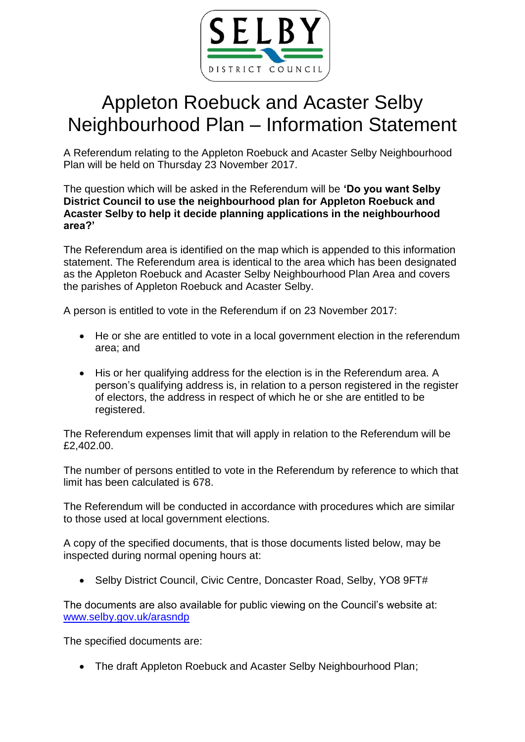# Appleton Roebuck and Acaster Selby Neighbourhood Plan – Information Statement

A Referendum relating to the Appleton Roebuck and Acaster Selby Neighbourhood Plan will be held on Thursday 23 November 2017.

The question which will be asked in the Referendum will be **'Do you want Selby District Council to use the neighbourhood plan for Appleton Roebuck and Acaster Selby to help it decide planning applications in the neighbourhood area?'**

The Referendum area is identified on the map which is appended to this information statement. The Referendum area is identical to the area which has been designated as the Appleton Roebuck and Acaster Selby Neighbourhood Plan Area and covers the parishes of Appleton Roebuck and Acaster Selby.

A person is entitled to vote in the Referendum if on 23 November 2017:

- He or she are entitled to vote in a local government election in the referendum area; and
- His or her qualifying address for the election is in the Referendum area. A person's qualifying address is, in relation to a person registered in the register of electors, the address in respect of which he or she are entitled to be registered.

The Referendum expenses limit that will apply in relation to the Referendum will be £2,402.00.

The number of persons entitled to vote in the Referendum by reference to which that limit has been calculated is 678.

The Referendum will be conducted in accordance with procedures which are similar to those used at local government elections.

A copy of the specified documents, that is those documents listed below, may be inspected during normal opening hours at:

- Selby District Council, Civic Centre, Doncaster Road, Selby, YO8 9FT#

The documents are also available for public viewing on the Council's website at: www.selby.gov.uk/arasndp

The specified documents are:

- The draft Appleton Roebuck and Acaster Selby Neighbourhood Plan;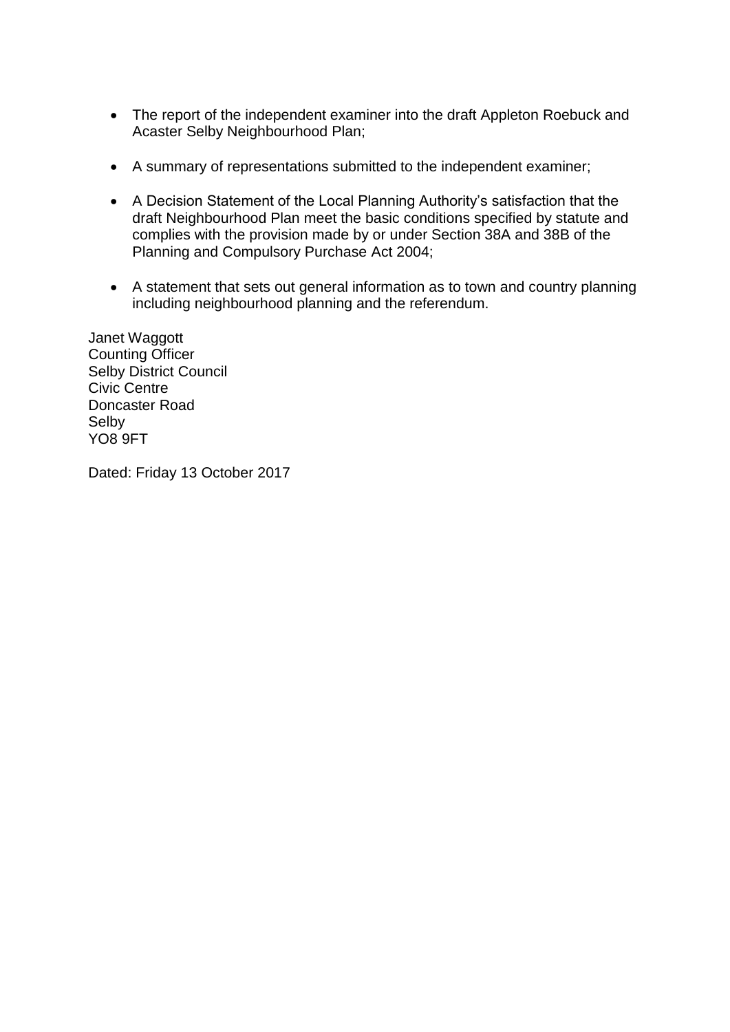- The report of the independent examiner into the draft Appleton Roebuck and Acaster Selby Neighbourhood Plan;
- A summary of representations submitted to the independent examiner;
- A Decision Statement of the Local Planning Authority's satisfaction that the draft Neighbourhood Plan meet the basic conditions specified by statute and complies with the provision made by or under Section 38A and 38B of the Planning and Compulsory Purchase Act 2004;
- A statement that sets out general information as to town and country planning including neighbourhood planning and the referendum.

Janet Waggott
Counting Officer
Selby District Council
Civic Centre
Doncaster Road
Selby
YO8 9FT

Dated: Friday 13 October 2017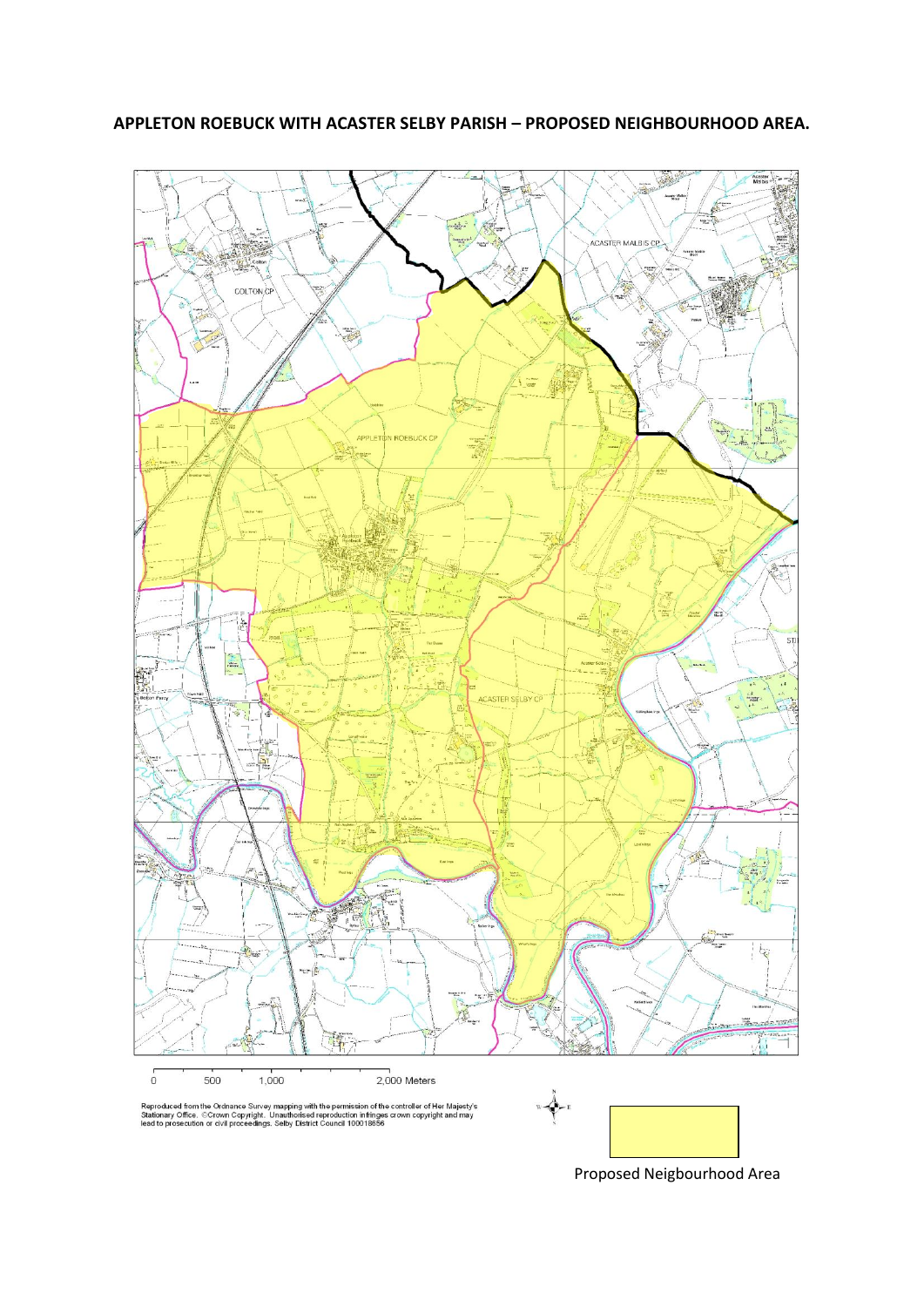**APPLETON ROEBUCK WITH ACASTER SELBY PARISH – PROPOSED NEIGHBOURHOOD AREA.**

ACASTER MALBIS CP

COLTON CP

APPLETON ROEBUCK CP

ACASTER SELBY CP

0 500 1,000 2,000 Meters

Reproduced from the Ordnance Survey mapping with the permission of the controller of Her Majesty's Stationary Office. ©Crown Copyright. Unauthorised reproduction infringes crown copyright and may lead to prosecution or civil proceedings. Selby District Council 100018656

Proposed Neigbourhood Area